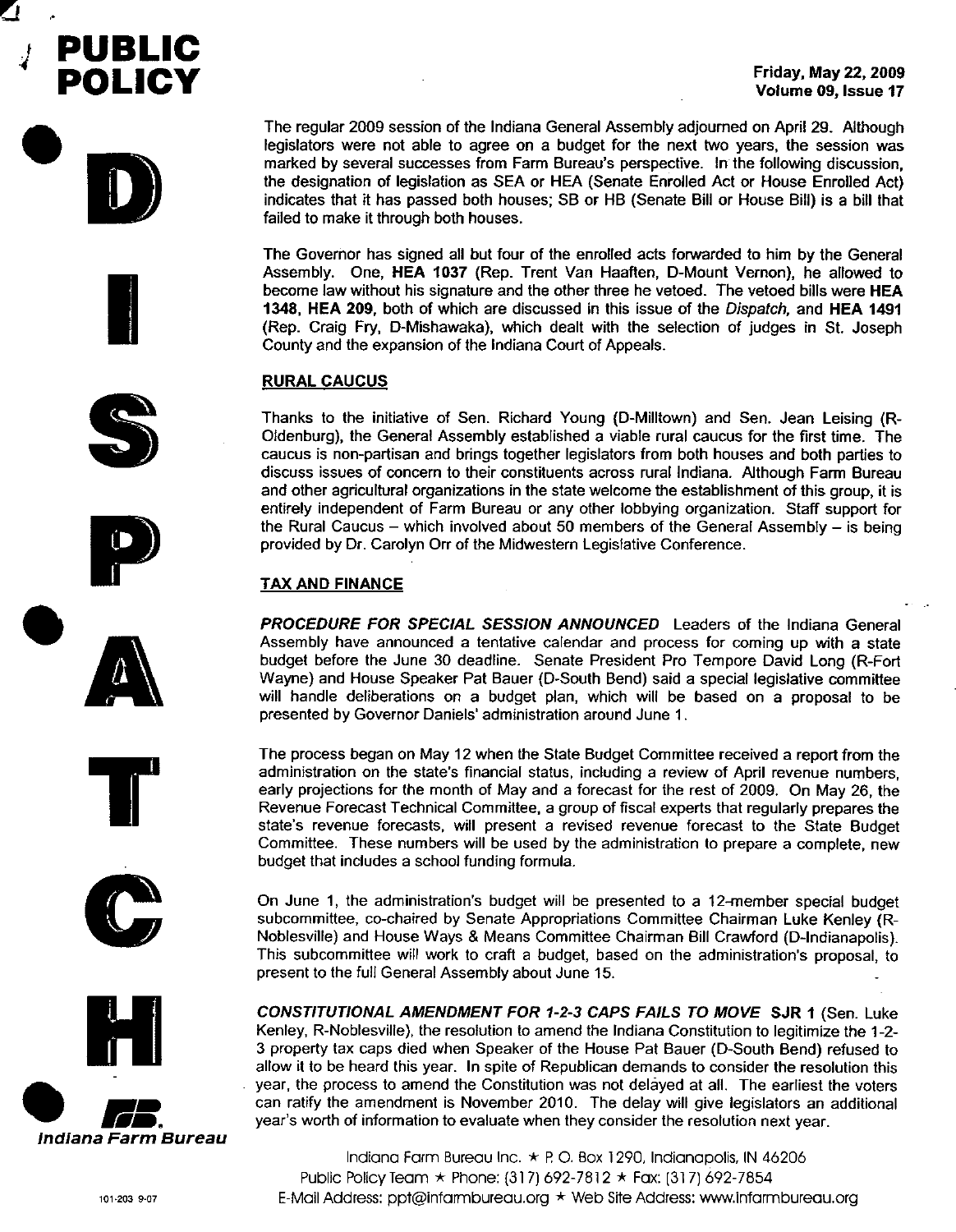# PUBLIC POLICY DISPATCH

**Friday, May 22, 2009**
**Volume 09, Issue 17**

The regular 2009 session of the Indiana General Assembly adjourned on April 29. Although legislators were not able to agree on a budget for the next two years, the session was marked by several successes from Farm Bureau's perspective. In the following discussion, the designation of legislation as SEA or HEA (Senate Enrolled Act or House Enrolled Act) indicates that it has passed both houses; SB or HB (Senate Bill or House Bill) is a bill that failed to make it through both houses.

The Governor has signed all but four of the enrolled acts forwarded to him by the General Assembly. One, **HEA 1037** (Rep. Trent Van Haaften, D-Mount Vernon), he allowed to become law without his signature and the other three he vetoed. The vetoed bills were **HEA 1348**, **HEA 209**, both of which are discussed in this issue of the *Dispatch*, and **HEA 1491** (Rep. Craig Fry, D-Mishawaka), which dealt with the selection of judges in St. Joseph County and the expansion of the Indiana Court of Appeals.

## RURAL CAUCUS

Thanks to the initiative of Sen. Richard Young (D-Milltown) and Sen. Jean Leising (R-Oldenburg), the General Assembly established a viable rural caucus for the first time. The caucus is non-partisan and brings together legislators from both houses and both parties to discuss issues of concern to their constituents across rural Indiana. Although Farm Bureau and other agricultural organizations in the state welcome the establishment of this group, it is entirely independent of Farm Bureau or any other lobbying organization. Staff support for the Rural Caucus – which involved about 50 members of the General Assembly – is being provided by Dr. Carolyn Orr of the Midwestern Legislative Conference.

## TAX AND FINANCE

***PROCEDURE FOR SPECIAL SESSION ANNOUNCED*** Leaders of the Indiana General Assembly have announced a tentative calendar and process for coming up with a state budget before the June 30 deadline. Senate President Pro Tempore David Long (R-Fort Wayne) and House Speaker Pat Bauer (D-South Bend) said a special legislative committee will handle deliberations on a budget plan, which will be based on a proposal to be presented by Governor Daniels' administration around June 1.

The process began on May 12 when the State Budget Committee received a report from the administration on the state's financial status, including a review of April revenue numbers, early projections for the month of May and a forecast for the rest of 2009. On May 26, the Revenue Forecast Technical Committee, a group of fiscal experts that regularly prepares the state's revenue forecasts, will present a revised revenue forecast to the State Budget Committee. These numbers will be used by the administration to prepare a complete, new budget that includes a school funding formula.

On June 1, the administration's budget will be presented to a 12-member special budget subcommittee, co-chaired by Senate Appropriations Committee Chairman Luke Kenley (R-Noblesville) and House Ways & Means Committee Chairman Bill Crawford (D-Indianapolis). This subcommittee will work to craft a budget, based on the administration's proposal, to present to the full General Assembly about June 15.

***CONSTITUTIONAL AMENDMENT FOR 1-2-3 CAPS FAILS TO MOVE*** **SJR 1** (Sen. Luke Kenley, R-Noblesville), the resolution to amend the Indiana Constitution to legitimize the 1-2-3 property tax caps died when Speaker of the House Pat Bauer (D-South Bend) refused to allow it to be heard this year. In spite of Republican demands to consider the resolution this year, the process to amend the Constitution was not delayed at all. The earliest the voters can ratify the amendment is November 2010. The delay will give legislators an additional year's worth of information to evaluate when they consider the resolution next year.

*Indiana Farm Bureau*

Indiana Farm Bureau Inc. ★ P. O. Box 1290, Indianapolis, IN 46206
Public Policy Team ★ Phone: (317) 692-7812 ★ Fax: (317) 692-7854
E-Mail Address: ppt@infarmbureau.org ★ Web Site Address: www.infarmbureau.org

101-203 9-07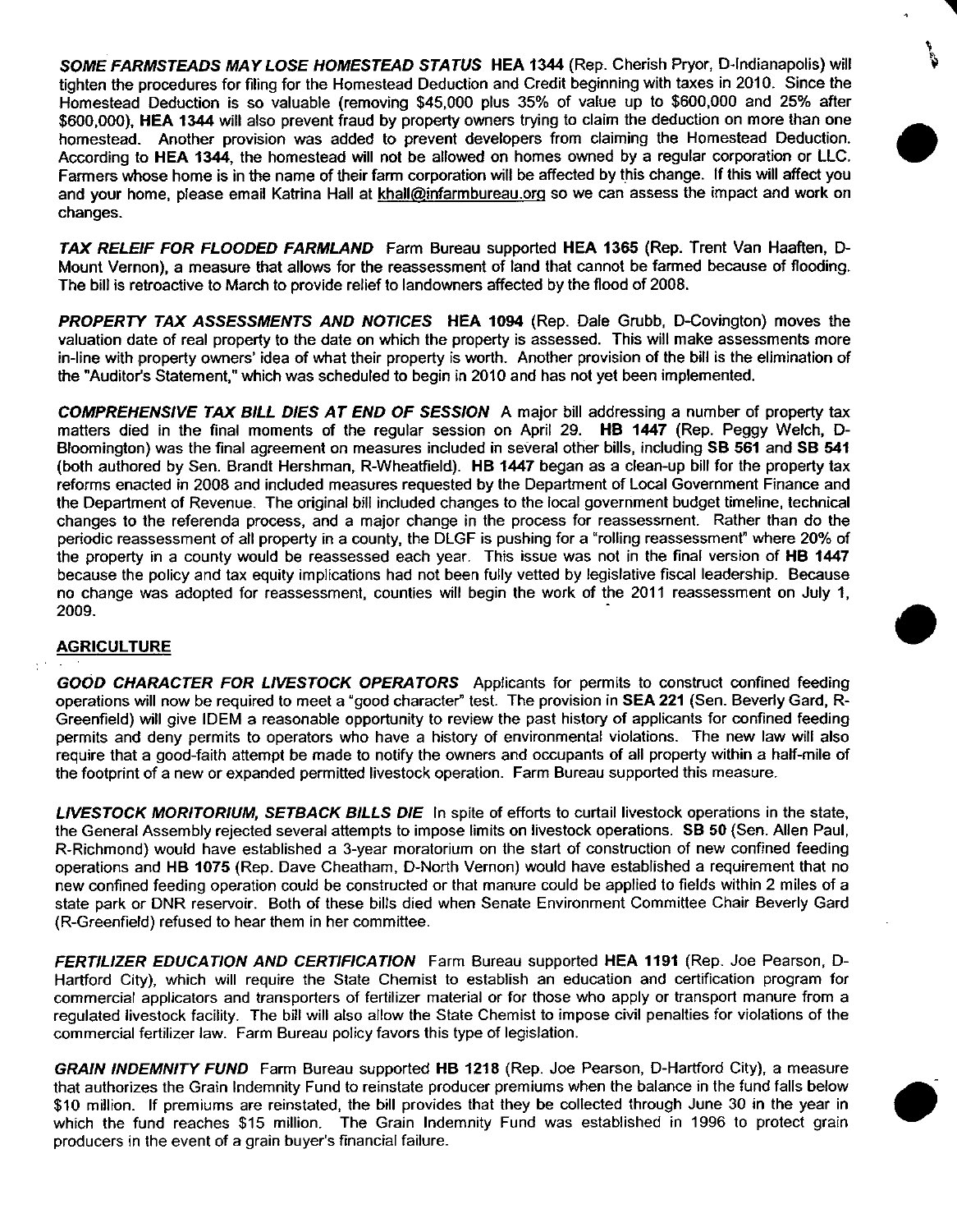***SOME FARMSTEADS MAY LOSE HOMESTEAD STATUS*** **HEA 1344** (Rep. Cherish Pryor, D-Indianapolis) will tighten the procedures for filing for the Homestead Deduction and Credit beginning with taxes in 2010. Since the Homestead Deduction is so valuable (removing $45,000 plus 35% of value up to $600,000 and 25% after $600,000), **HEA 1344** will also prevent fraud by property owners trying to claim the deduction on more than one homestead. Another provision was added to prevent developers from claiming the Homestead Deduction. According to **HEA 1344**, the homestead will not be allowed on homes owned by a regular corporation or LLC. Farmers whose home is in the name of their farm corporation will be affected by this change. If this will affect you and your home, please email Katrina Hall at khall@infarmbureau.org so we can assess the impact and work on changes.

***TAX RELEIF FOR FLOODED FARMLAND*** Farm Bureau supported **HEA 1365** (Rep. Trent Van Haaften, D-Mount Vernon), a measure that allows for the reassessment of land that cannot be farmed because of flooding. The bill is retroactive to March to provide relief to landowners affected by the flood of 2008.

***PROPERTY TAX ASSESSMENTS AND NOTICES*** **HEA 1094** (Rep. Dale Grubb, D-Covington) moves the valuation date of real property to the date on which the property is assessed. This will make assessments more in-line with property owners' idea of what their property is worth. Another provision of the bill is the elimination of the "Auditor's Statement," which was scheduled to begin in 2010 and has not yet been implemented.

***COMPREHENSIVE TAX BILL DIES AT END OF SESSION*** A major bill addressing a number of property tax matters died in the final moments of the regular session on April 29. **HB 1447** (Rep. Peggy Welch, D-Bloomington) was the final agreement on measures included in several other bills, including **SB 561** and **SB 541** (both authored by Sen. Brandt Hershman, R-Wheatfield). **HB 1447** began as a clean-up bill for the property tax reforms enacted in 2008 and included measures requested by the Department of Local Government Finance and the Department of Revenue. The original bill included changes to the local government budget timeline, technical changes to the referenda process, and a major change in the process for reassessment. Rather than do the periodic reassessment of all property in a county, the DLGF is pushing for a "rolling reassessment" where 20% of the property in a county would be reassessed each year. This issue was not in the final version of **HB 1447** because the policy and tax equity implications had not been fully vetted by legislative fiscal leadership. Because no change was adopted for reassessment, counties will begin the work of the 2011 reassessment on July 1, 2009.

## AGRICULTURE

***GOOD CHARACTER FOR LIVESTOCK OPERATORS*** Applicants for permits to construct confined feeding operations will now be required to meet a "good character" test. The provision in **SEA 221** (Sen. Beverly Gard, R-Greenfield) will give IDEM a reasonable opportunity to review the past history of applicants for confined feeding permits and deny permits to operators who have a history of environmental violations. The new law will also require that a good-faith attempt be made to notify the owners and occupants of all property within a half-mile of the footprint of a new or expanded permitted livestock operation. Farm Bureau supported this measure.

***LIVESTOCK MORITORIUM, SETBACK BILLS DIE*** In spite of efforts to curtail livestock operations in the state, the General Assembly rejected several attempts to impose limits on livestock operations. **SB 50** (Sen. Allen Paul, R-Richmond) would have established a 3-year moratorium on the start of construction of new confined feeding operations and **HB 1075** (Rep. Dave Cheatham, D-North Vernon) would have established a requirement that no new confined feeding operation could be constructed or that manure could be applied to fields within 2 miles of a state park or DNR reservoir. Both of these bills died when Senate Environment Committee Chair Beverly Gard (R-Greenfield) refused to hear them in her committee.

***FERTILIZER EDUCATION AND CERTIFICATION*** Farm Bureau supported **HEA 1191** (Rep. Joe Pearson, D-Hartford City), which will require the State Chemist to establish an education and certification program for commercial applicators and transporters of fertilizer material or for those who apply or transport manure from a regulated livestock facility. The bill will also allow the State Chemist to impose civil penalties for violations of the commercial fertilizer law. Farm Bureau policy favors this type of legislation.

***GRAIN INDEMNITY FUND*** Farm Bureau supported **HB 1218** (Rep. Joe Pearson, D-Hartford City), a measure that authorizes the Grain Indemnity Fund to reinstate producer premiums when the balance in the fund falls below $10 million. If premiums are reinstated, the bill provides that they be collected through June 30 in the year in which the fund reaches $15 million. The Grain Indemnity Fund was established in 1996 to protect grain producers in the event of a grain buyer's financial failure.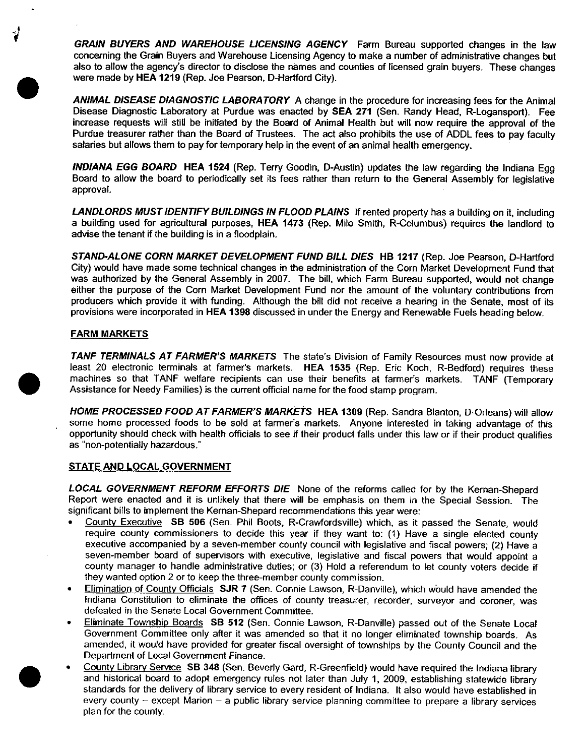***GRAIN BUYERS AND WAREHOUSE LICENSING AGENCY*** Farm Bureau supported changes in the law concerning the Grain Buyers and Warehouse Licensing Agency to make a number of administrative changes but also to allow the agency's director to disclose the names and counties of licensed grain buyers. These changes were made by **HEA 1219** (Rep. Joe Pearson, D-Hartford City).

***ANIMAL DISEASE DIAGNOSTIC LABORATORY*** A change in the procedure for increasing fees for the Animal Disease Diagnostic Laboratory at Purdue was enacted by **SEA 271** (Sen. Randy Head, R-Logansport). Fee increase requests will still be initiated by the Board of Animal Health but will now require the approval of the Purdue treasurer rather than the Board of Trustees. The act also prohibits the use of ADDL fees to pay faculty salaries but allows them to pay for temporary help in the event of an animal health emergency.

***INDIANA EGG BOARD*** **HEA 1524** (Rep. Terry Goodin, D-Austin) updates the law regarding the Indiana Egg Board to allow the board to periodically set its fees rather than return to the General Assembly for legislative approval.

***LANDLORDS MUST IDENTIFY BUILDINGS IN FLOOD PLAINS*** If rented property has a building on it, including a building used for agricultural purposes, **HEA 1473** (Rep. Milo Smith, R-Columbus) requires the landlord to advise the tenant if the building is in a floodplain.

***STAND-ALONE CORN MARKET DEVELOPMENT FUND BILL DIES*** **HB 1217** (Rep. Joe Pearson, D-Hartford City) would have made some technical changes in the administration of the Corn Market Development Fund that was authorized by the General Assembly in 2007. The bill, which Farm Bureau supported, would not change either the purpose of the Corn Market Development Fund nor the amount of the voluntary contributions from producers which provide it with funding. Although the bill did not receive a hearing in the Senate, most of its provisions were incorporated in **HEA 1398** discussed in under the Energy and Renewable Fuels heading below.

## FARM MARKETS

***TANF TERMINALS AT FARMER'S MARKETS*** The state's Division of Family Resources must now provide at least 20 electronic terminals at farmer's markets. **HEA 1535** (Rep. Eric Koch, R-Bedford) requires these machines so that TANF welfare recipients can use their benefits at farmer's markets. TANF (Temporary Assistance for Needy Families) is the current official name for the food stamp program.

***HOME PROCESSED FOOD AT FARMER'S MARKETS*** **HEA 1309** (Rep. Sandra Blanton, D-Orleans) will allow some home processed foods to be sold at farmer's markets. Anyone interested in taking advantage of this opportunity should check with health officials to see if their product falls under this law or if their product qualifies as "non-potentially hazardous."

## STATE AND LOCAL GOVERNMENT

***LOCAL GOVERNMENT REFORM EFFORTS DIE*** None of the reforms called for by the Kernan-Shepard Report were enacted and it is unlikely that there will be emphasis on them in the Special Session. The significant bills to implement the Kernan-Shepard recommendations this year were:

- County Executive **SB 506** (Sen. Phil Boots, R-Crawfordsville) which, as it passed the Senate, would require county commissioners to decide this year if they want to: (1) Have a single elected county executive accompanied by a seven-member county council with legislative and fiscal powers; (2) Have a seven-member board of supervisors with executive, legislative and fiscal powers that would appoint a county manager to handle administrative duties; or (3) Hold a referendum to let county voters decide if they wanted option 2 or to keep the three-member county commission.
- Elimination of County Officials **SJR 7** (Sen. Connie Lawson, R-Danville), which would have amended the Indiana Constitution to eliminate the offices of county treasurer, recorder, surveyor and coroner, was defeated in the Senate Local Government Committee.
- Eliminate Township Boards **SB 512** (Sen. Connie Lawson, R-Danville) passed out of the Senate Local Government Committee only after it was amended so that it no longer eliminated township boards. As amended, it would have provided for greater fiscal oversight of townships by the County Council and the Department of Local Government Finance.
- County Library Service **SB 348** (Sen. Beverly Gard, R-Greenfield) would have required the Indiana library and historical board to adopt emergency rules not later than July 1, 2009, establishing statewide library standards for the delivery of library service to every resident of Indiana. It also would have established in every county – except Marion – a public library service planning committee to prepare a library services plan for the county.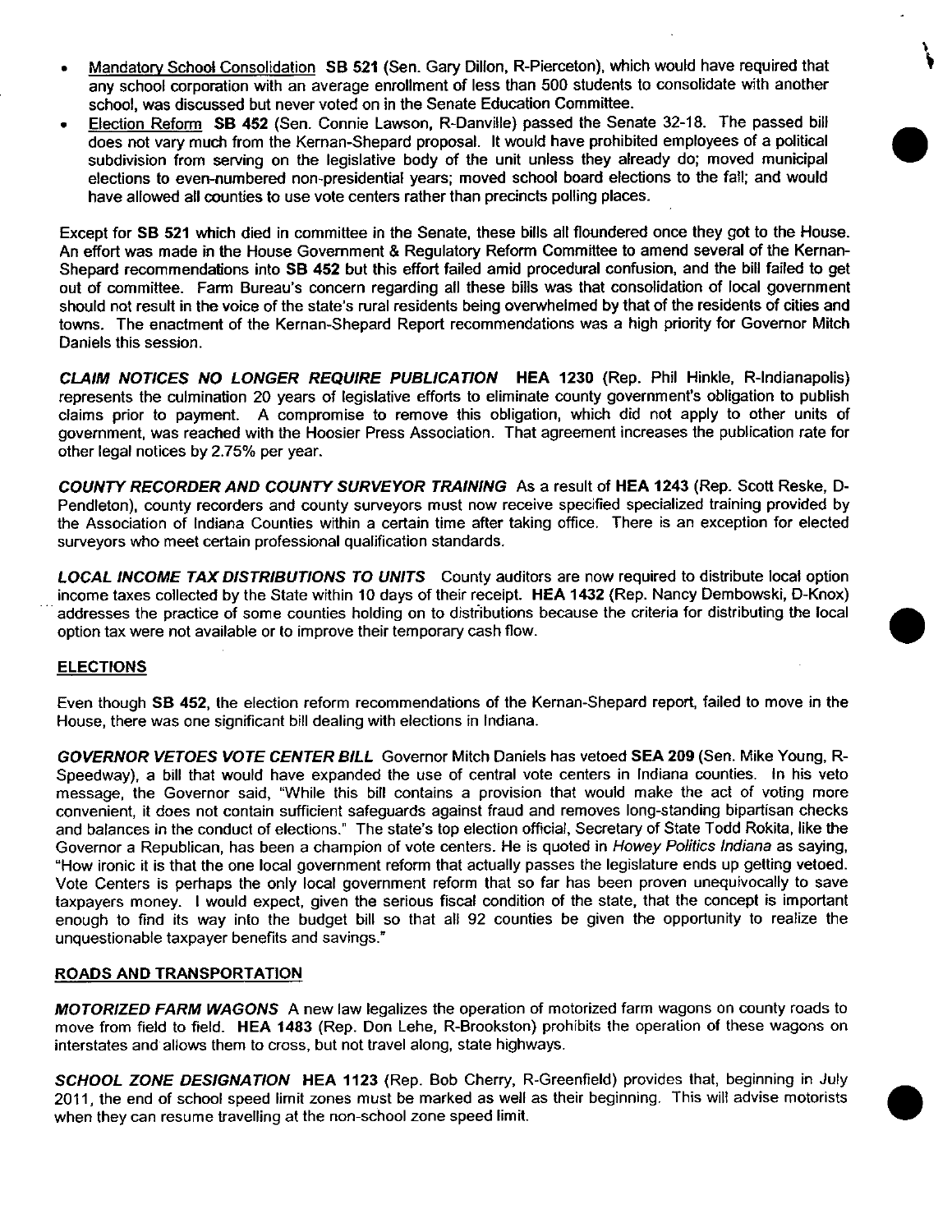- Mandatory School Consolidation **SB 521** (Sen. Gary Dillon, R-Pierceton), which would have required that any school corporation with an average enrollment of less than 500 students to consolidate with another school, was discussed but never voted on in the Senate Education Committee.
- Election Reform **SB 452** (Sen. Connie Lawson, R-Danville) passed the Senate 32-18. The passed bill does not vary much from the Kernan-Shepard proposal. It would have prohibited employees of a political subdivision from serving on the legislative body of the unit unless they already do; moved municipal elections to even-numbered non-presidential years; moved school board elections to the fall; and would have allowed all counties to use vote centers rather than precincts polling places.

Except for **SB 521** which died in committee in the Senate, these bills all floundered once they got to the House. An effort was made in the House Government & Regulatory Reform Committee to amend several of the Kernan-Shepard recommendations into **SB 452** but this effort failed amid procedural confusion, and the bill failed to get out of committee. Farm Bureau's concern regarding all these bills was that consolidation of local government should not result in the voice of the state's rural residents being overwhelmed by that of the residents of cities and towns. The enactment of the Kernan-Shepard Report recommendations was a high priority for Governor Mitch Daniels this session.

***CLAIM NOTICES NO LONGER REQUIRE PUBLICATION*** **HEA 1230** (Rep. Phil Hinkle, R-Indianapolis) represents the culmination 20 years of legislative efforts to eliminate county government's obligation to publish claims prior to payment. A compromise to remove this obligation, which did not apply to other units of government, was reached with the Hoosier Press Association. That agreement increases the publication rate for other legal notices by 2.75% per year.

***COUNTY RECORDER AND COUNTY SURVEYOR TRAINING*** As a result of **HEA 1243** (Rep. Scott Reske, D-Pendleton), county recorders and county surveyors must now receive specified specialized training provided by the Association of Indiana Counties within a certain time after taking office. There is an exception for elected surveyors who meet certain professional qualification standards.

***LOCAL INCOME TAX DISTRIBUTIONS TO UNITS*** County auditors are now required to distribute local option income taxes collected by the State within 10 days of their receipt. **HEA 1432** (Rep. Nancy Dembowski, D-Knox) addresses the practice of some counties holding on to distributions because the criteria for distributing the local option tax were not available or to improve their temporary cash flow.

## ELECTIONS

Even though **SB 452**, the election reform recommendations of the Kernan-Shepard report, failed to move in the House, there was one significant bill dealing with elections in Indiana.

***GOVERNOR VETOES VOTE CENTER BILL*** Governor Mitch Daniels has vetoed **SEA 209** (Sen. Mike Young, R-Speedway), a bill that would have expanded the use of central vote centers in Indiana counties. In his veto message, the Governor said, "While this bill contains a provision that would make the act of voting more convenient, it does not contain sufficient safeguards against fraud and removes long-standing bipartisan checks and balances in the conduct of elections." The state's top election official, Secretary of State Todd Rokita, like the Governor a Republican, has been a champion of vote centers. He is quoted in *Howey Politics Indiana* as saying, "How ironic it is that the one local government reform that actually passes the legislature ends up getting vetoed. Vote Centers is perhaps the only local government reform that so far has been proven unequivocally to save taxpayers money. I would expect, given the serious fiscal condition of the state, that the concept is important enough to find its way into the budget bill so that all 92 counties be given the opportunity to realize the unquestionable taxpayer benefits and savings."

## ROADS AND TRANSPORTATION

***MOTORIZED FARM WAGONS*** A new law legalizes the operation of motorized farm wagons on county roads to move from field to field. **HEA 1483** (Rep. Don Lehe, R-Brookston) prohibits the operation of these wagons on interstates and allows them to cross, but not travel along, state highways.

***SCHOOL ZONE DESIGNATION*** **HEA 1123** (Rep. Bob Cherry, R-Greenfield) provides that, beginning in July 2011, the end of school speed limit zones must be marked as well as their beginning. This will advise motorists when they can resume travelling at the non-school zone speed limit.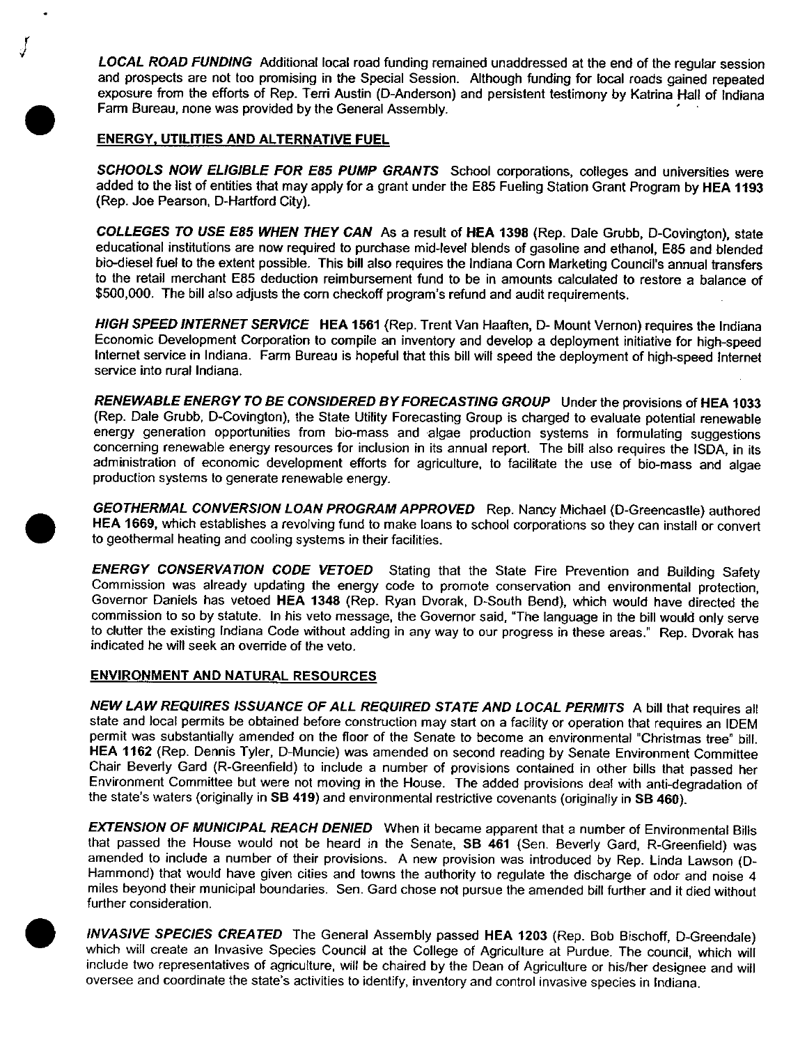***LOCAL ROAD FUNDING*** Additional local road funding remained unaddressed at the end of the regular session and prospects are not too promising in the Special Session. Although funding for local roads gained repeated exposure from the efforts of Rep. Terri Austin (D-Anderson) and persistent testimony by Katrina Hall of Indiana Farm Bureau, none was provided by the General Assembly.

## ENERGY, UTILITIES AND ALTERNATIVE FUEL

***SCHOOLS NOW ELIGIBLE FOR E85 PUMP GRANTS*** School corporations, colleges and universities were added to the list of entities that may apply for a grant under the E85 Fueling Station Grant Program by **HEA 1193** (Rep. Joe Pearson, D-Hartford City).

***COLLEGES TO USE E85 WHEN THEY CAN*** As a result of **HEA 1398** (Rep. Dale Grubb, D-Covington), state educational institutions are now required to purchase mid-level blends of gasoline and ethanol, E85 and blended bio-diesel fuel to the extent possible. This bill also requires the Indiana Corn Marketing Council's annual transfers to the retail merchant E85 deduction reimbursement fund to be in amounts calculated to restore a balance of $500,000. The bill also adjusts the corn checkoff program's refund and audit requirements.

***HIGH SPEED INTERNET SERVICE*** **HEA 1561** (Rep. Trent Van Haaften, D- Mount Vernon) requires the Indiana Economic Development Corporation to compile an inventory and develop a deployment initiative for high-speed Internet service in Indiana. Farm Bureau is hopeful that this bill will speed the deployment of high-speed Internet service into rural Indiana.

***RENEWABLE ENERGY TO BE CONSIDERED BY FORECASTING GROUP*** Under the provisions of **HEA 1033** (Rep. Dale Grubb, D-Covington), the State Utility Forecasting Group is charged to evaluate potential renewable energy generation opportunities from bio-mass and algae production systems in formulating suggestions concerning renewable energy resources for inclusion in its annual report. The bill also requires the ISDA, in its administration of economic development efforts for agriculture, to facilitate the use of bio-mass and algae production systems to generate renewable energy.

***GEOTHERMAL CONVERSION LOAN PROGRAM APPROVED*** Rep. Nancy Michael (D-Greencastle) authored **HEA 1669,** which establishes a revolving fund to make loans to school corporations so they can install or convert to geothermal heating and cooling systems in their facilities.

***ENERGY CONSERVATION CODE VETOED*** Stating that the State Fire Prevention and Building Safety Commission was already updating the energy code to promote conservation and environmental protection, Governor Daniels has vetoed **HEA 1348** (Rep. Ryan Dvorak, D-South Bend), which would have directed the commission to so by statute. In his veto message, the Governor said, "The language in the bill would only serve to clutter the existing Indiana Code without adding in any way to our progress in these areas." Rep. Dvorak has indicated he will seek an override of the veto.

## ENVIRONMENT AND NATURAL RESOURCES

***NEW LAW REQUIRES ISSUANCE OF ALL REQUIRED STATE AND LOCAL PERMITS*** A bill that requires all state and local permits be obtained before construction may start on a facility or operation that requires an IDEM permit was substantially amended on the floor of the Senate to become an environmental "Christmas tree" bill. **HEA 1162** (Rep. Dennis Tyler, D-Muncie) was amended on second reading by Senate Environment Committee Chair Beverly Gard (R-Greenfield) to include a number of provisions contained in other bills that passed her Environment Committee but were not moving in the House. The added provisions deal with anti-degradation of the state's waters (originally in **SB 419**) and environmental restrictive covenants (originally in **SB 460**).

***EXTENSION OF MUNICIPAL REACH DENIED*** When it became apparent that a number of Environmental Bills that passed the House would not be heard in the Senate, **SB 461** (Sen. Beverly Gard, R-Greenfield) was amended to include a number of their provisions. A new provision was introduced by Rep. Linda Lawson (D-Hammond) that would have given cities and towns the authority to regulate the discharge of odor and noise 4 miles beyond their municipal boundaries. Sen. Gard chose not pursue the amended bill further and it died without further consideration.

***INVASIVE SPECIES CREATED*** The General Assembly passed **HEA 1203** (Rep. Bob Bischoff, D-Greendale) which will create an Invasive Species Council at the College of Agriculture at Purdue. The council, which will include two representatives of agriculture, will be chaired by the Dean of Agriculture or his/her designee and will oversee and coordinate the state's activities to identify, inventory and control invasive species in Indiana.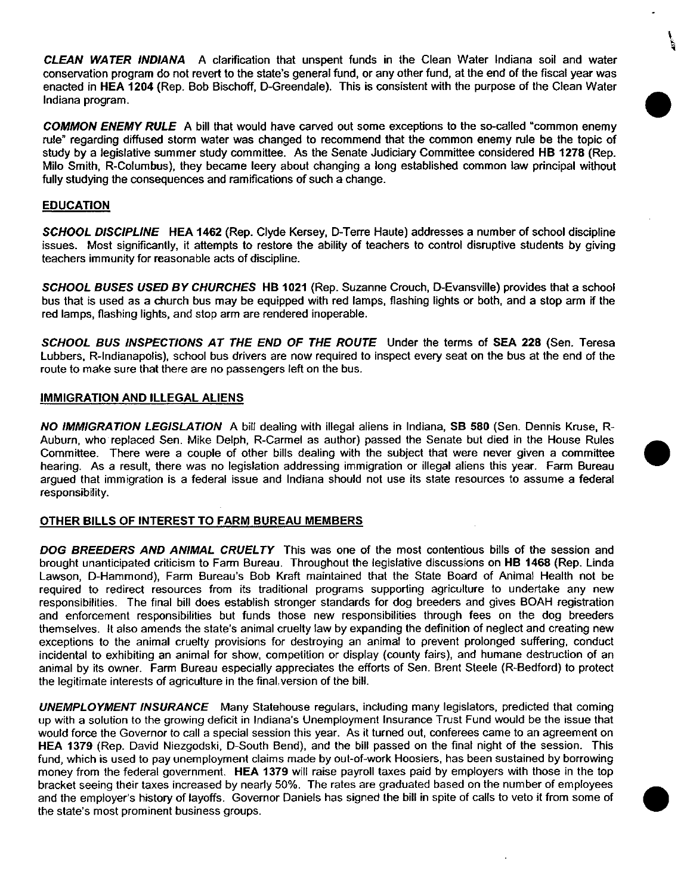***CLEAN WATER INDIANA*** A clarification that unspent funds in the Clean Water Indiana soil and water conservation program do not revert to the state's general fund, or any other fund, at the end of the fiscal year was enacted in **HEA 1204** (Rep. Bob Bischoff, D-Greendale). This is consistent with the purpose of the Clean Water Indiana program.

***COMMON ENEMY RULE*** A bill that would have carved out some exceptions to the so-called "common enemy rule" regarding diffused storm water was changed to recommend that the common enemy rule be the topic of study by a legislative summer study committee. As the Senate Judiciary Committee considered **HB 1278** (Rep. Milo Smith, R-Columbus), they became leery about changing a long established common law principal without fully studying the consequences and ramifications of such a change.

## EDUCATION

***SCHOOL DISCIPLINE*** **HEA 1462** (Rep. Clyde Kersey, D-Terre Haute) addresses a number of school discipline issues. Most significantly, it attempts to restore the ability of teachers to control disruptive students by giving teachers immunity for reasonable acts of discipline.

***SCHOOL BUSES USED BY CHURCHES*** **HB 1021** (Rep. Suzanne Crouch, D-Evansville) provides that a school bus that is used as a church bus may be equipped with red lamps, flashing lights or both, and a stop arm if the red lamps, flashing lights, and stop arm are rendered inoperable.

***SCHOOL BUS INSPECTIONS AT THE END OF THE ROUTE*** Under the terms of **SEA 228** (Sen. Teresa Lubbers, R-Indianapolis), school bus drivers are now required to inspect every seat on the bus at the end of the route to make sure that there are no passengers left on the bus.

## IMMIGRATION AND ILLEGAL ALIENS

***NO IMMIGRATION LEGISLATION*** A bill dealing with illegal aliens in Indiana, **SB 580** (Sen. Dennis Kruse, R-Auburn, who replaced Sen. Mike Delph, R-Carmel as author) passed the Senate but died in the House Rules Committee. There were a couple of other bills dealing with the subject that were never given a committee hearing. As a result, there was no legislation addressing immigration or illegal aliens this year. Farm Bureau argued that immigration is a federal issue and Indiana should not use its state resources to assume a federal responsibility.

## OTHER BILLS OF INTEREST TO FARM BUREAU MEMBERS

***DOG BREEDERS AND ANIMAL CRUELTY*** This was one of the most contentious bills of the session and brought unanticipated criticism to Farm Bureau. Throughout the legislative discussions on **HB 1468** (Rep. Linda Lawson, D-Hammond), Farm Bureau's Bob Kraft maintained that the State Board of Animal Health not be required to redirect resources from its traditional programs supporting agriculture to undertake any new responsibilities. The final bill does establish stronger standards for dog breeders and gives BOAH registration and enforcement responsibilities but funds those new responsibilities through fees on the dog breeders themselves. It also amends the state's animal cruelty law by expanding the definition of neglect and creating new exceptions to the animal cruelty provisions for destroying an animal to prevent prolonged suffering, conduct incidental to exhibiting an animal for show, competition or display (county fairs), and humane destruction of an animal by its owner. Farm Bureau especially appreciates the efforts of Sen. Brent Steele (R-Bedford) to protect the legitimate interests of agriculture in the final version of the bill.

***UNEMPLOYMENT INSURANCE*** Many Statehouse regulars, including many legislators, predicted that coming up with a solution to the growing deficit in Indiana's Unemployment Insurance Trust Fund would be the issue that would force the Governor to call a special session this year. As it turned out, conferees came to an agreement on **HEA 1379** (Rep. David Niezgodski, D-South Bend), and the bill passed on the final night of the session. This fund, which is used to pay unemployment claims made by out-of-work Hoosiers, has been sustained by borrowing money from the federal government. **HEA 1379** will raise payroll taxes paid by employers with those in the top bracket seeing their taxes increased by nearly 50%. The rates are graduated based on the number of employees and the employer's history of layoffs. Governor Daniels has signed the bill in spite of calls to veto it from some of the state's most prominent business groups.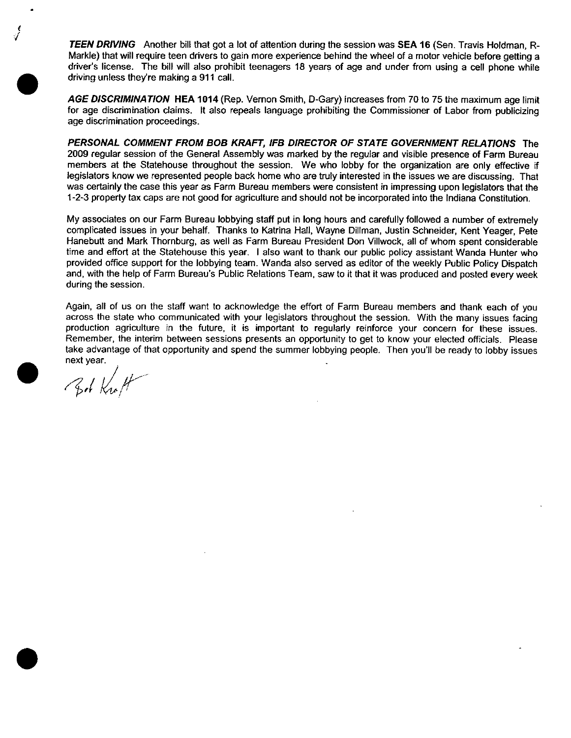***TEEN DRIVING*** Another bill that got a lot of attention during the session was **SEA 16** (Sen. Travis Holdman, R-Markle) that will require teen drivers to gain more experience behind the wheel of a motor vehicle before getting a driver's license. The bill will also prohibit teenagers 18 years of age and under from using a cell phone while driving unless they're making a 911 call.

***AGE DISCRIMINATION*** **HEA 1014** (Rep. Vernon Smith, D-Gary) increases from 70 to 75 the maximum age limit for age discrimination claims. It also repeals language prohibiting the Commissioner of Labor from publicizing age discrimination proceedings.

***PERSONAL COMMENT FROM BOB KRAFT, IFB DIRECTOR OF STATE GOVERNMENT RELATIONS*** The 2009 regular session of the General Assembly was marked by the regular and visible presence of Farm Bureau members at the Statehouse throughout the session. We who lobby for the organization are only effective if legislators know we represented people back home who are truly interested in the issues we are discussing. That was certainly the case this year as Farm Bureau members were consistent in impressing upon legislators that the 1-2-3 property tax caps are not good for agriculture and should not be incorporated into the Indiana Constitution.

My associates on our Farm Bureau lobbying staff put in long hours and carefully followed a number of extremely complicated issues in your behalf. Thanks to Katrina Hall, Wayne Dillman, Justin Schneider, Kent Yeager, Pete Hanebutt and Mark Thornburg, as well as Farm Bureau President Don Villwock, all of whom spent considerable time and effort at the Statehouse this year. I also want to thank our public policy assistant Wanda Hunter who provided office support for the lobbying team. Wanda also served as editor of the weekly Public Policy Dispatch and, with the help of Farm Bureau's Public Relations Team, saw to it that it was produced and posted every week during the session.

Again, all of us on the staff want to acknowledge the effort of Farm Bureau members and thank each of you across the state who communicated with your legislators throughout the session. With the many issues facing production agriculture in the future, it is important to regularly reinforce your concern for these issues. Remember, the interim between sessions presents an opportunity to get to know your elected officials. Please take advantage of that opportunity and spend the summer lobbying people. Then you'll be ready to lobby issues next year.

Bob Kraft